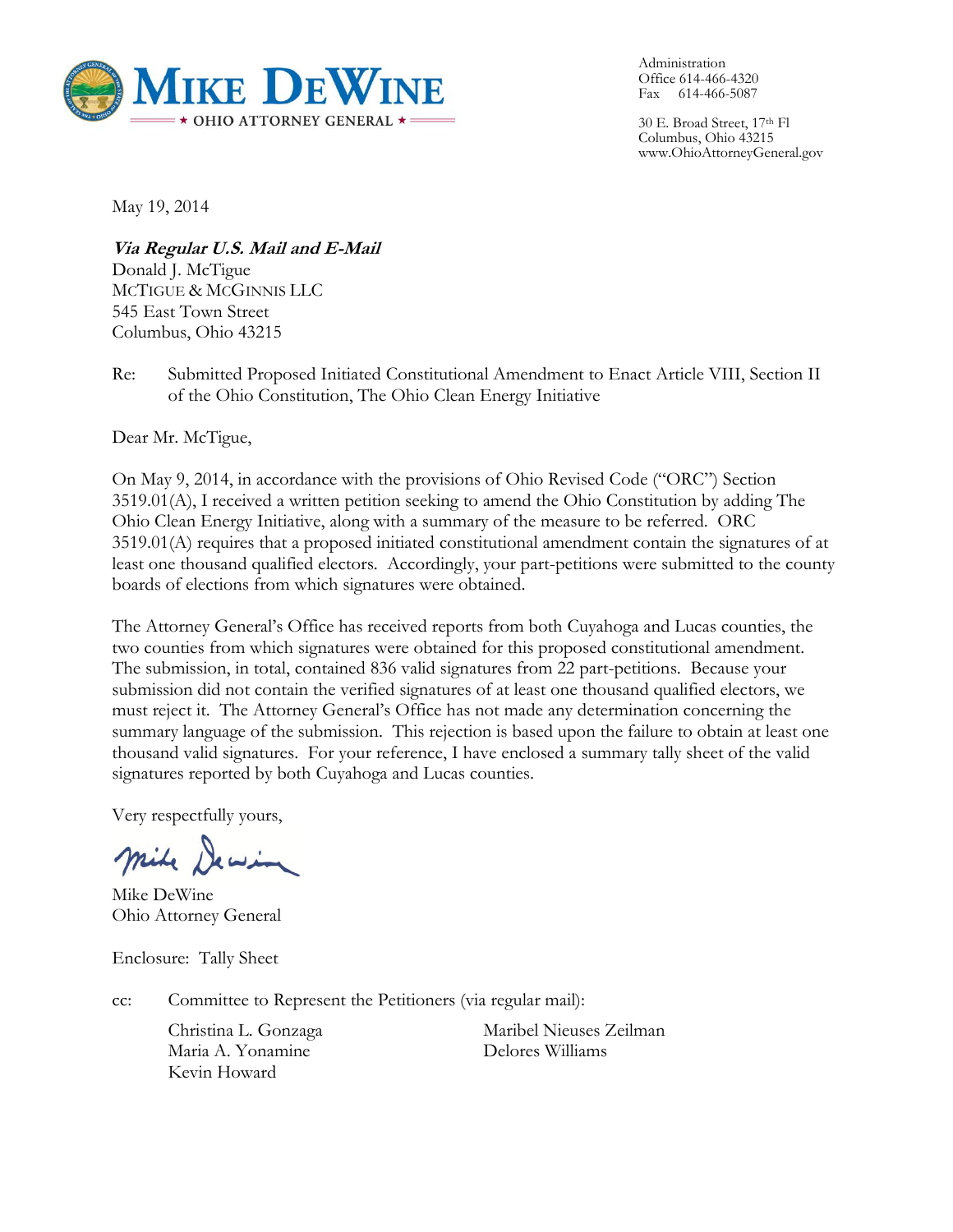**MIKE DEWINE**
★ OHIO ATTORNEY GENERAL ★

Administration
Office 614-466-4320
Fax 614-466-5087

30 E. Broad Street, 17th Fl
Columbus, Ohio 43215
www.OhioAttorneyGeneral.gov

May 19, 2014

***Via Regular U.S. Mail and E-Mail***
Donald J. McTigue
McTIGUE & McGINNIS LLC
545 East Town Street
Columbus, Ohio 43215

Re: Submitted Proposed Initiated Constitutional Amendment to Enact Article VIII, Section II of the Ohio Constitution, The Ohio Clean Energy Initiative

Dear Mr. McTigue,

On May 9, 2014, in accordance with the provisions of Ohio Revised Code ("ORC") Section 3519.01(A), I received a written petition seeking to amend the Ohio Constitution by adding The Ohio Clean Energy Initiative, along with a summary of the measure to be referred. ORC 3519.01(A) requires that a proposed initiated constitutional amendment contain the signatures of at least one thousand qualified electors. Accordingly, your part-petitions were submitted to the county boards of elections from which signatures were obtained.

The Attorney General's Office has received reports from both Cuyahoga and Lucas counties, the two counties from which signatures were obtained for this proposed constitutional amendment. The submission, in total, contained 836 valid signatures from 22 part-petitions. Because your submission did not contain the verified signatures of at least one thousand qualified electors, we must reject it. The Attorney General's Office has not made any determination concerning the summary language of the submission. This rejection is based upon the failure to obtain at least one thousand valid signatures. For your reference, I have enclosed a summary tally sheet of the valid signatures reported by both Cuyahoga and Lucas counties.

Very respectfully yours,

Mike DeWine

Mike DeWine
Ohio Attorney General

Enclosure: Tally Sheet

cc: Committee to Represent the Petitioners (via regular mail):

Christina L. Gonzaga
Maria A. Yonamine
Kevin Howard
Maribel Nieuses Zeilman
Delores Williams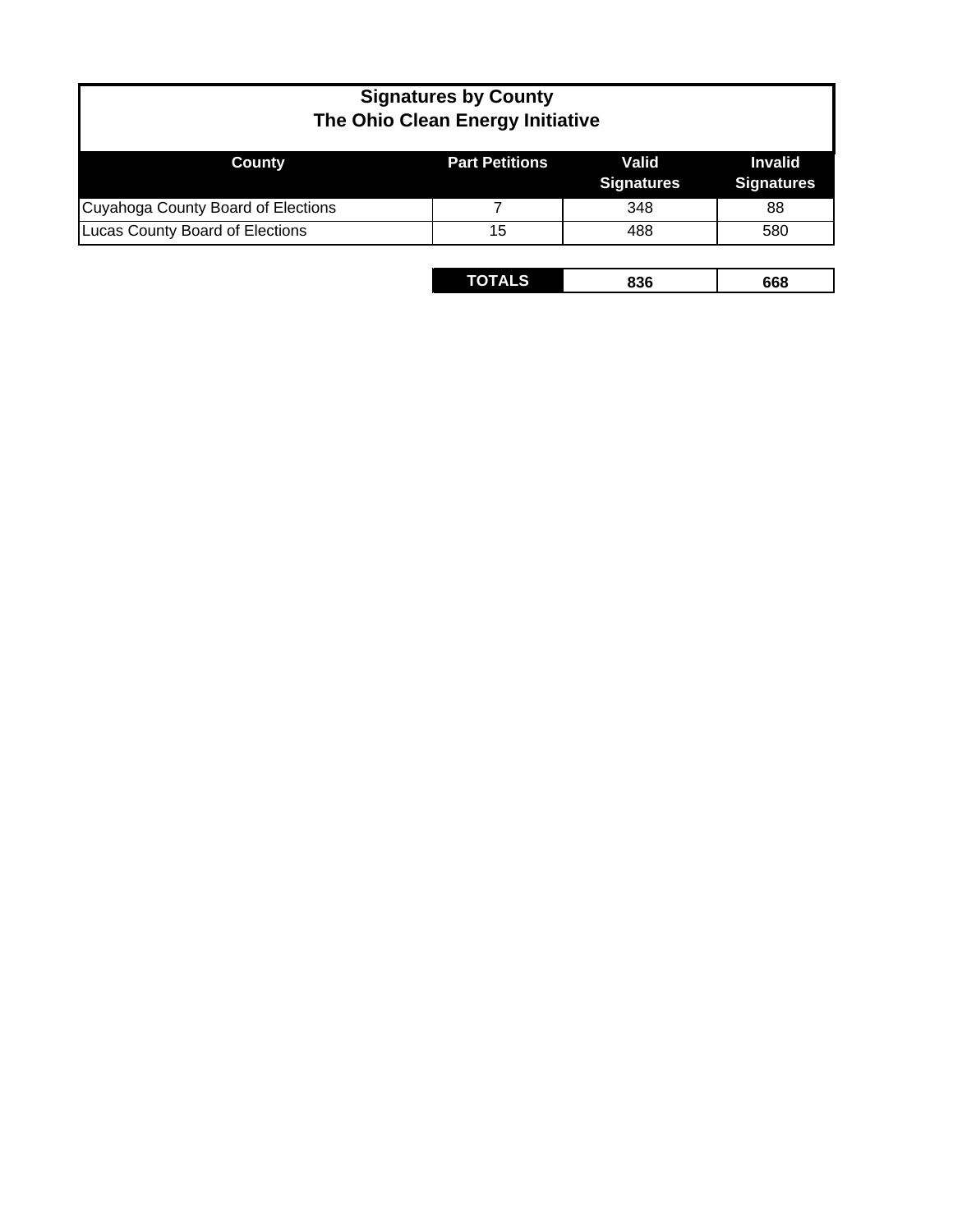## Signatures by County
## The Ohio Clean Energy Initiative

| County | Part Petitions | Valid Signatures | Invalid Signatures |
|---|---|---|---|
| Cuyahoga County Board of Elections | 7 | 348 | 88 |
| Lucas County Board of Elections | 15 | 488 | 580 |
| | **TOTALS** | **836** | **668** |